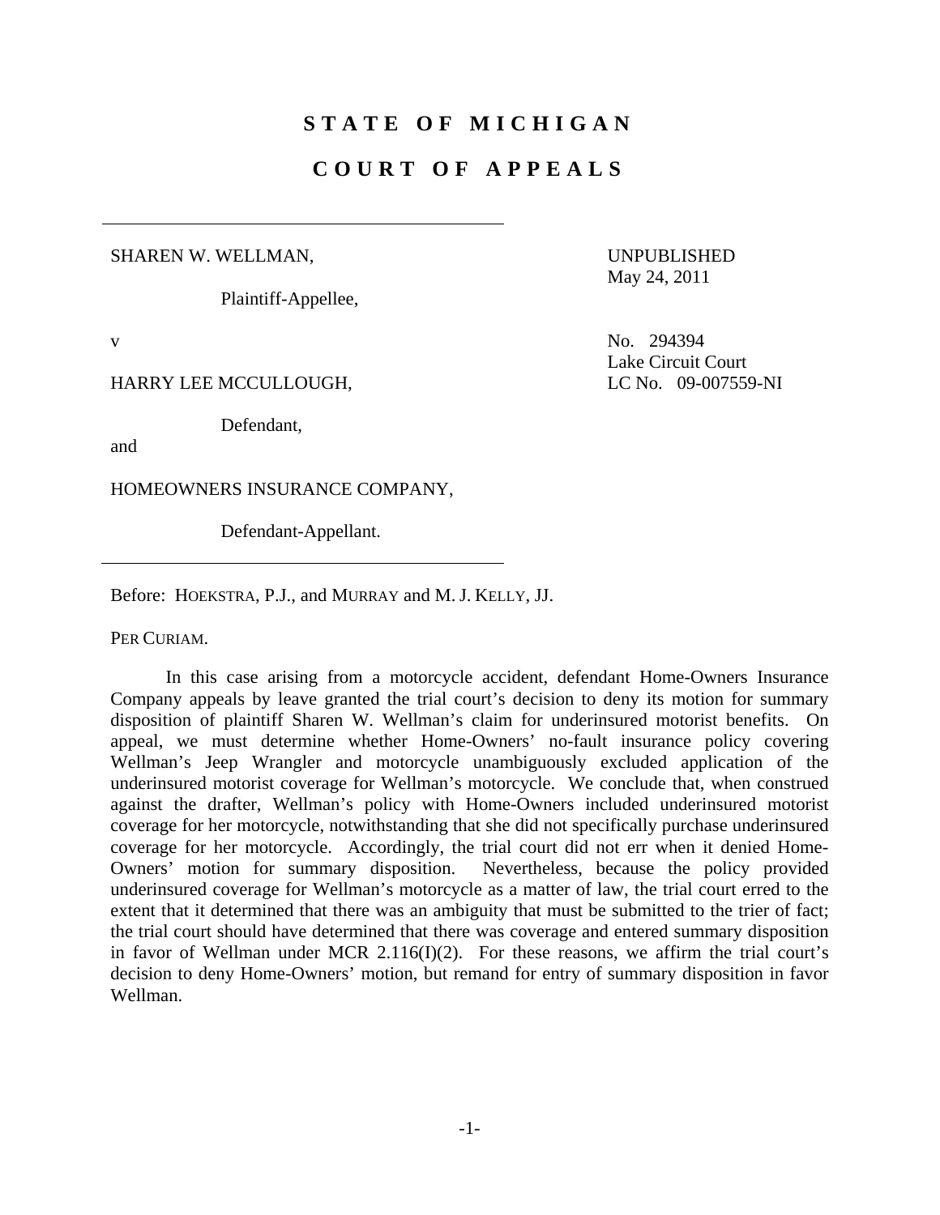# STATE OF MICHIGAN

# COURT OF APPEALS

SHAREN W. WELLMAN,

Plaintiff-Appellee,

v

HARRY LEE MCCULLOUGH,

Defendant,

and

HOMEOWNERS INSURANCE COMPANY,

Defendant-Appellant.

UNPUBLISHED
May 24, 2011

No. 294394
Lake Circuit Court
LC No. 09-007559-NI

Before: HOEKSTRA, P.J., and MURRAY and M. J. KELLY, JJ.

PER CURIAM.

In this case arising from a motorcycle accident, defendant Home-Owners Insurance Company appeals by leave granted the trial court's decision to deny its motion for summary disposition of plaintiff Sharen W. Wellman's claim for underinsured motorist benefits. On appeal, we must determine whether Home-Owners' no-fault insurance policy covering Wellman's Jeep Wrangler and motorcycle unambiguously excluded application of the underinsured motorist coverage for Wellman's motorcycle. We conclude that, when construed against the drafter, Wellman's policy with Home-Owners included underinsured motorist coverage for her motorcycle, notwithstanding that she did not specifically purchase underinsured coverage for her motorcycle. Accordingly, the trial court did not err when it denied Home-Owners' motion for summary disposition. Nevertheless, because the policy provided underinsured coverage for Wellman's motorcycle as a matter of law, the trial court erred to the extent that it determined that there was an ambiguity that must be submitted to the trier of fact; the trial court should have determined that there was coverage and entered summary disposition in favor of Wellman under MCR 2.116(I)(2). For these reasons, we affirm the trial court's decision to deny Home-Owners' motion, but remand for entry of summary disposition in favor Wellman.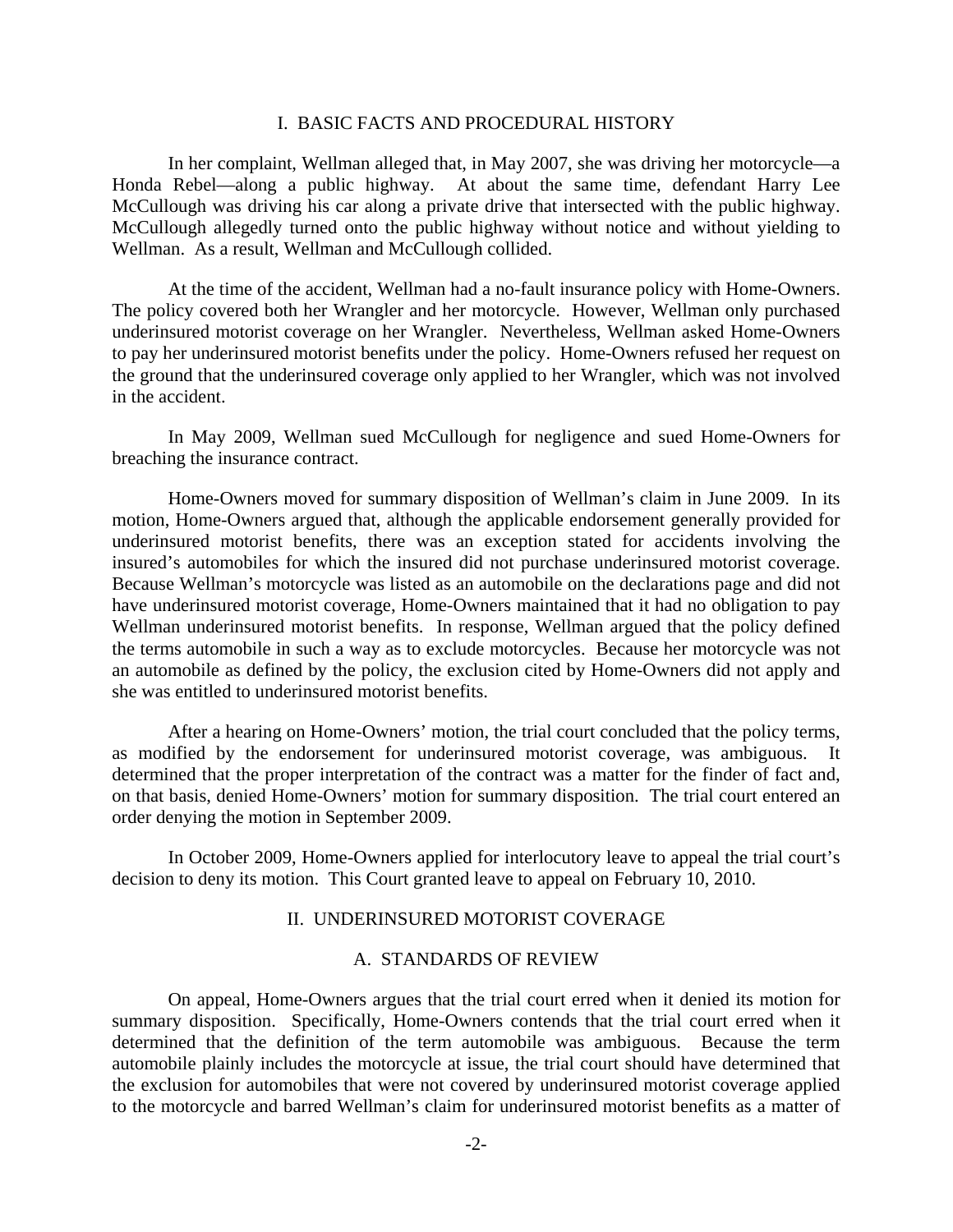## I. BASIC FACTS AND PROCEDURAL HISTORY

In her complaint, Wellman alleged that, in May 2007, she was driving her motorcycle—a Honda Rebel—along a public highway. At about the same time, defendant Harry Lee McCullough was driving his car along a private drive that intersected with the public highway. McCullough allegedly turned onto the public highway without notice and without yielding to Wellman. As a result, Wellman and McCullough collided.

At the time of the accident, Wellman had a no-fault insurance policy with Home-Owners. The policy covered both her Wrangler and her motorcycle. However, Wellman only purchased underinsured motorist coverage on her Wrangler. Nevertheless, Wellman asked Home-Owners to pay her underinsured motorist benefits under the policy. Home-Owners refused her request on the ground that the underinsured coverage only applied to her Wrangler, which was not involved in the accident.

In May 2009, Wellman sued McCullough for negligence and sued Home-Owners for breaching the insurance contract.

Home-Owners moved for summary disposition of Wellman's claim in June 2009. In its motion, Home-Owners argued that, although the applicable endorsement generally provided for underinsured motorist benefits, there was an exception stated for accidents involving the insured's automobiles for which the insured did not purchase underinsured motorist coverage. Because Wellman's motorcycle was listed as an automobile on the declarations page and did not have underinsured motorist coverage, Home-Owners maintained that it had no obligation to pay Wellman underinsured motorist benefits. In response, Wellman argued that the policy defined the terms automobile in such a way as to exclude motorcycles. Because her motorcycle was not an automobile as defined by the policy, the exclusion cited by Home-Owners did not apply and she was entitled to underinsured motorist benefits.

After a hearing on Home-Owners' motion, the trial court concluded that the policy terms, as modified by the endorsement for underinsured motorist coverage, was ambiguous. It determined that the proper interpretation of the contract was a matter for the finder of fact and, on that basis, denied Home-Owners' motion for summary disposition. The trial court entered an order denying the motion in September 2009.

In October 2009, Home-Owners applied for interlocutory leave to appeal the trial court's decision to deny its motion. This Court granted leave to appeal on February 10, 2010.

## II. UNDERINSURED MOTORIST COVERAGE

### A. STANDARDS OF REVIEW

On appeal, Home-Owners argues that the trial court erred when it denied its motion for summary disposition. Specifically, Home-Owners contends that the trial court erred when it determined that the definition of the term automobile was ambiguous. Because the term automobile plainly includes the motorcycle at issue, the trial court should have determined that the exclusion for automobiles that were not covered by underinsured motorist coverage applied to the motorcycle and barred Wellman's claim for underinsured motorist benefits as a matter of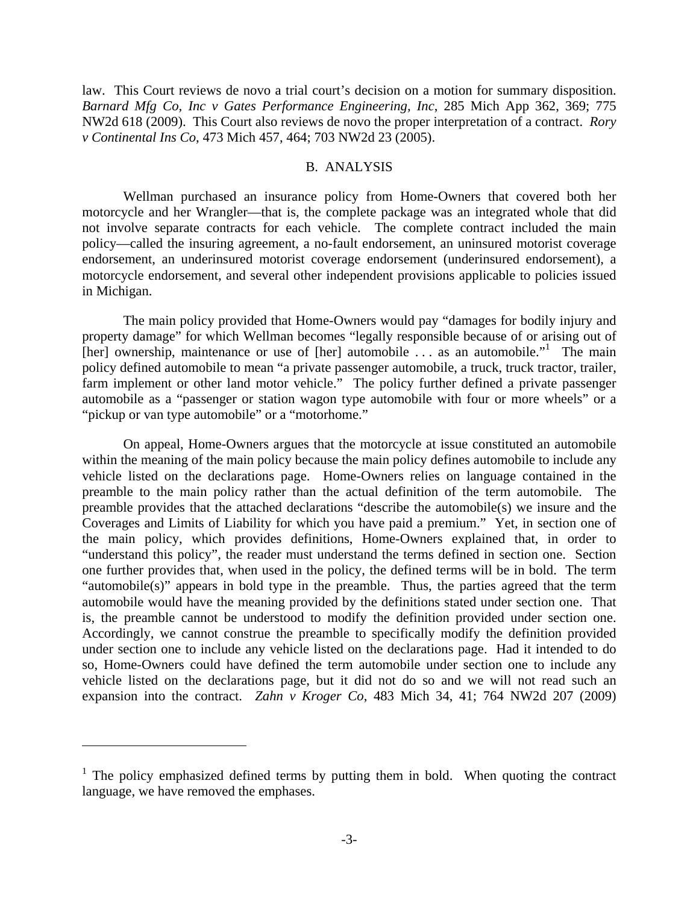law. This Court reviews de novo a trial court's decision on a motion for summary disposition. *Barnard Mfg Co, Inc v Gates Performance Engineering, Inc*, 285 Mich App 362, 369; 775 NW2d 618 (2009). This Court also reviews de novo the proper interpretation of a contract. *Rory v Continental Ins Co*, 473 Mich 457, 464; 703 NW2d 23 (2005).

## B. ANALYSIS

Wellman purchased an insurance policy from Home-Owners that covered both her motorcycle and her Wrangler—that is, the complete package was an integrated whole that did not involve separate contracts for each vehicle. The complete contract included the main policy—called the insuring agreement, a no-fault endorsement, an uninsured motorist coverage endorsement, an underinsured motorist coverage endorsement (underinsured endorsement), a motorcycle endorsement, and several other independent provisions applicable to policies issued in Michigan.

The main policy provided that Home-Owners would pay "damages for bodily injury and property damage" for which Wellman becomes "legally responsible because of or arising out of [her] ownership, maintenance or use of [her] automobile . . . as an automobile."[1] The main policy defined automobile to mean "a private passenger automobile, a truck, truck tractor, trailer, farm implement or other land motor vehicle." The policy further defined a private passenger automobile as a "passenger or station wagon type automobile with four or more wheels" or a "pickup or van type automobile" or a "motorhome."

On appeal, Home-Owners argues that the motorcycle at issue constituted an automobile within the meaning of the main policy because the main policy defines automobile to include any vehicle listed on the declarations page. Home-Owners relies on language contained in the preamble to the main policy rather than the actual definition of the term automobile. The preamble provides that the attached declarations "describe the automobile(s) we insure and the Coverages and Limits of Liability for which you have paid a premium." Yet, in section one of the main policy, which provides definitions, Home-Owners explained that, in order to "understand this policy", the reader must understand the terms defined in section one. Section one further provides that, when used in the policy, the defined terms will be in bold. The term "automobile(s)" appears in bold type in the preamble. Thus, the parties agreed that the term automobile would have the meaning provided by the definitions stated under section one. That is, the preamble cannot be understood to modify the definition provided under section one. Accordingly, we cannot construe the preamble to specifically modify the definition provided under section one to include any vehicle listed on the declarations page. Had it intended to do so, Home-Owners could have defined the term automobile under section one to include any vehicle listed on the declarations page, but it did not do so and we will not read such an expansion into the contract. *Zahn v Kroger Co*, 483 Mich 34, 41; 764 NW2d 207 (2009)

---

[1] The policy emphasized defined terms by putting them in bold. When quoting the contract language, we have removed the emphases.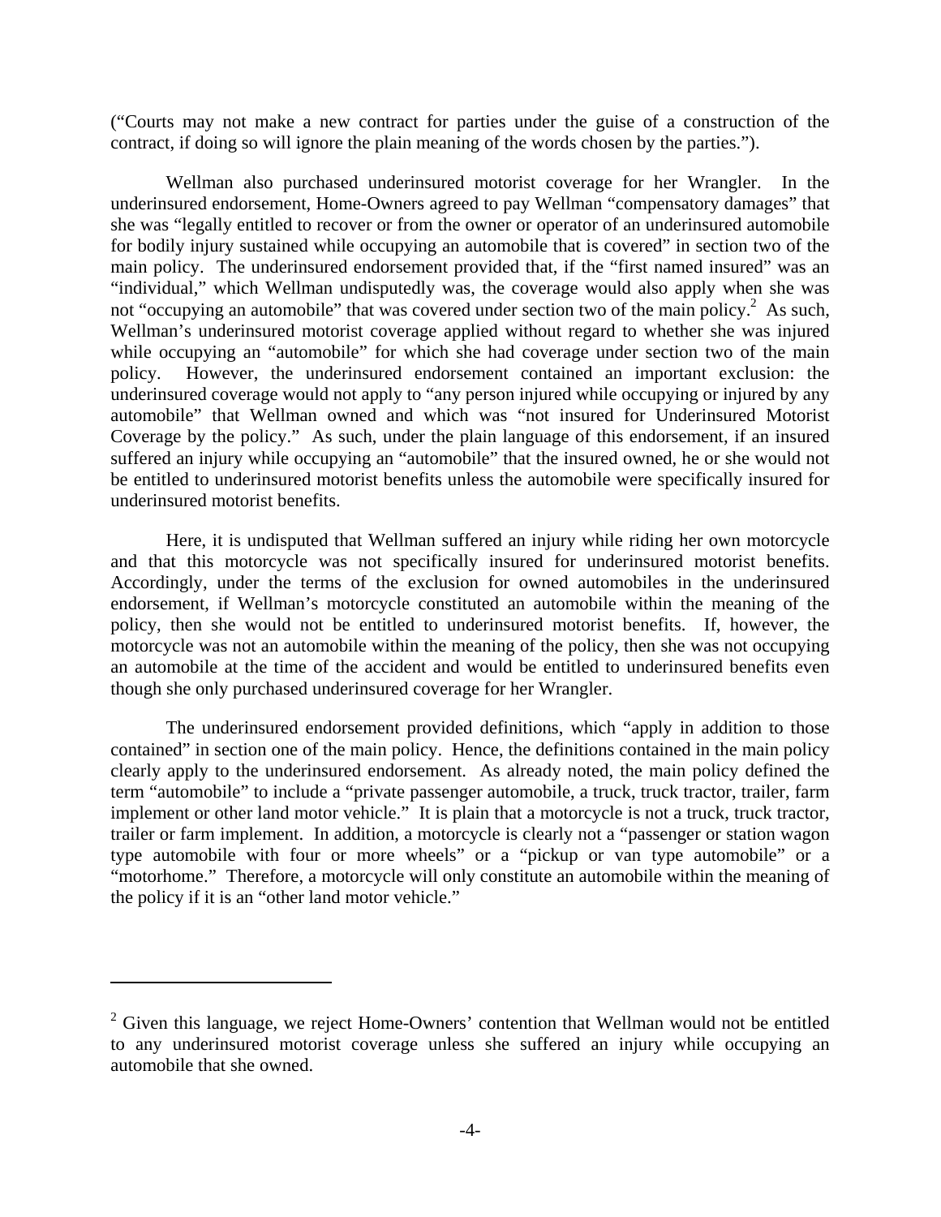("Courts may not make a new contract for parties under the guise of a construction of the contract, if doing so will ignore the plain meaning of the words chosen by the parties.").

Wellman also purchased underinsured motorist coverage for her Wrangler. In the underinsured endorsement, Home-Owners agreed to pay Wellman "compensatory damages" that she was "legally entitled to recover or from the owner or operator of an underinsured automobile for bodily injury sustained while occupying an automobile that is covered" in section two of the main policy. The underinsured endorsement provided that, if the "first named insured" was an "individual," which Wellman undisputedly was, the coverage would also apply when she was not "occupying an automobile" that was covered under section two of the main policy.[2] As such, Wellman's underinsured motorist coverage applied without regard to whether she was injured while occupying an "automobile" for which she had coverage under section two of the main policy. However, the underinsured endorsement contained an important exclusion: the underinsured coverage would not apply to "any person injured while occupying or injured by any automobile" that Wellman owned and which was "not insured for Underinsured Motorist Coverage by the policy." As such, under the plain language of this endorsement, if an insured suffered an injury while occupying an "automobile" that the insured owned, he or she would not be entitled to underinsured motorist benefits unless the automobile were specifically insured for underinsured motorist benefits.

Here, it is undisputed that Wellman suffered an injury while riding her own motorcycle and that this motorcycle was not specifically insured for underinsured motorist benefits. Accordingly, under the terms of the exclusion for owned automobiles in the underinsured endorsement, if Wellman's motorcycle constituted an automobile within the meaning of the policy, then she would not be entitled to underinsured motorist benefits. If, however, the motorcycle was not an automobile within the meaning of the policy, then she was not occupying an automobile at the time of the accident and would be entitled to underinsured benefits even though she only purchased underinsured coverage for her Wrangler.

The underinsured endorsement provided definitions, which "apply in addition to those contained" in section one of the main policy. Hence, the definitions contained in the main policy clearly apply to the underinsured endorsement. As already noted, the main policy defined the term "automobile" to include a "private passenger automobile, a truck, truck tractor, trailer, farm implement or other land motor vehicle." It is plain that a motorcycle is not a truck, truck tractor, trailer or farm implement. In addition, a motorcycle is clearly not a "passenger or station wagon type automobile with four or more wheels" or a "pickup or van type automobile" or a "motorhome." Therefore, a motorcycle will only constitute an automobile within the meaning of the policy if it is an "other land motor vehicle."

---

[2] Given this language, we reject Home-Owners' contention that Wellman would not be entitled to any underinsured motorist coverage unless she suffered an injury while occupying an automobile that she owned.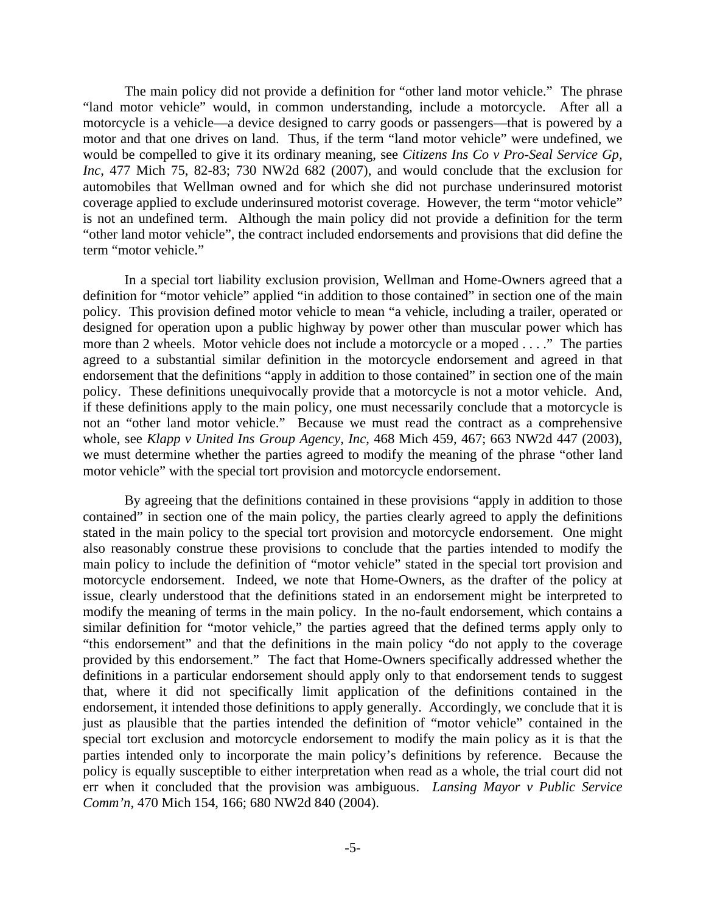The main policy did not provide a definition for "other land motor vehicle." The phrase "land motor vehicle" would, in common understanding, include a motorcycle. After all a motorcycle is a vehicle—a device designed to carry goods or passengers—that is powered by a motor and that one drives on land. Thus, if the term "land motor vehicle" were undefined, we would be compelled to give it its ordinary meaning, see *Citizens Ins Co v Pro-Seal Service Gp, Inc*, 477 Mich 75, 82-83; 730 NW2d 682 (2007), and would conclude that the exclusion for automobiles that Wellman owned and for which she did not purchase underinsured motorist coverage applied to exclude underinsured motorist coverage. However, the term "motor vehicle" is not an undefined term. Although the main policy did not provide a definition for the term "other land motor vehicle", the contract included endorsements and provisions that did define the term "motor vehicle."

In a special tort liability exclusion provision, Wellman and Home-Owners agreed that a definition for "motor vehicle" applied "in addition to those contained" in section one of the main policy. This provision defined motor vehicle to mean "a vehicle, including a trailer, operated or designed for operation upon a public highway by power other than muscular power which has more than 2 wheels. Motor vehicle does not include a motorcycle or a moped . . . ." The parties agreed to a substantial similar definition in the motorcycle endorsement and agreed in that endorsement that the definitions "apply in addition to those contained" in section one of the main policy. These definitions unequivocally provide that a motorcycle is not a motor vehicle. And, if these definitions apply to the main policy, one must necessarily conclude that a motorcycle is not an "other land motor vehicle." Because we must read the contract as a comprehensive whole, see *Klapp v United Ins Group Agency, Inc*, 468 Mich 459, 467; 663 NW2d 447 (2003), we must determine whether the parties agreed to modify the meaning of the phrase "other land motor vehicle" with the special tort provision and motorcycle endorsement.

By agreeing that the definitions contained in these provisions "apply in addition to those contained" in section one of the main policy, the parties clearly agreed to apply the definitions stated in the main policy to the special tort provision and motorcycle endorsement. One might also reasonably construe these provisions to conclude that the parties intended to modify the main policy to include the definition of "motor vehicle" stated in the special tort provision and motorcycle endorsement. Indeed, we note that Home-Owners, as the drafter of the policy at issue, clearly understood that the definitions stated in an endorsement might be interpreted to modify the meaning of terms in the main policy. In the no-fault endorsement, which contains a similar definition for "motor vehicle," the parties agreed that the defined terms apply only to "this endorsement" and that the definitions in the main policy "do not apply to the coverage provided by this endorsement." The fact that Home-Owners specifically addressed whether the definitions in a particular endorsement should apply only to that endorsement tends to suggest that, where it did not specifically limit application of the definitions contained in the endorsement, it intended those definitions to apply generally. Accordingly, we conclude that it is just as plausible that the parties intended the definition of "motor vehicle" contained in the special tort exclusion and motorcycle endorsement to modify the main policy as it is that the parties intended only to incorporate the main policy's definitions by reference. Because the policy is equally susceptible to either interpretation when read as a whole, the trial court did not err when it concluded that the provision was ambiguous. *Lansing Mayor v Public Service Comm'n*, 470 Mich 154, 166; 680 NW2d 840 (2004).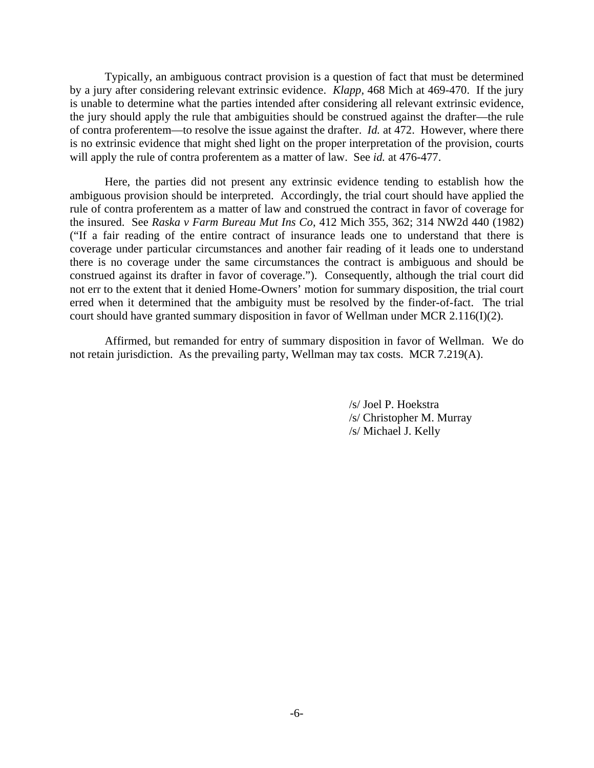Typically, an ambiguous contract provision is a question of fact that must be determined by a jury after considering relevant extrinsic evidence. *Klapp*, 468 Mich at 469-470. If the jury is unable to determine what the parties intended after considering all relevant extrinsic evidence, the jury should apply the rule that ambiguities should be construed against the drafter—the rule of contra proferentem—to resolve the issue against the drafter. *Id.* at 472. However, where there is no extrinsic evidence that might shed light on the proper interpretation of the provision, courts will apply the rule of contra proferentem as a matter of law. See *id.* at 476-477.

Here, the parties did not present any extrinsic evidence tending to establish how the ambiguous provision should be interpreted. Accordingly, the trial court should have applied the rule of contra proferentem as a matter of law and construed the contract in favor of coverage for the insured. See *Raska v Farm Bureau Mut Ins Co*, 412 Mich 355, 362; 314 NW2d 440 (1982) ("If a fair reading of the entire contract of insurance leads one to understand that there is coverage under particular circumstances and another fair reading of it leads one to understand there is no coverage under the same circumstances the contract is ambiguous and should be construed against its drafter in favor of coverage."). Consequently, although the trial court did not err to the extent that it denied Home-Owners' motion for summary disposition, the trial court erred when it determined that the ambiguity must be resolved by the finder-of-fact. The trial court should have granted summary disposition in favor of Wellman under MCR 2.116(I)(2).

Affirmed, but remanded for entry of summary disposition in favor of Wellman. We do not retain jurisdiction. As the prevailing party, Wellman may tax costs. MCR 7.219(A).

/s/ Joel P. Hoekstra
/s/ Christopher M. Murray
/s/ Michael J. Kelly